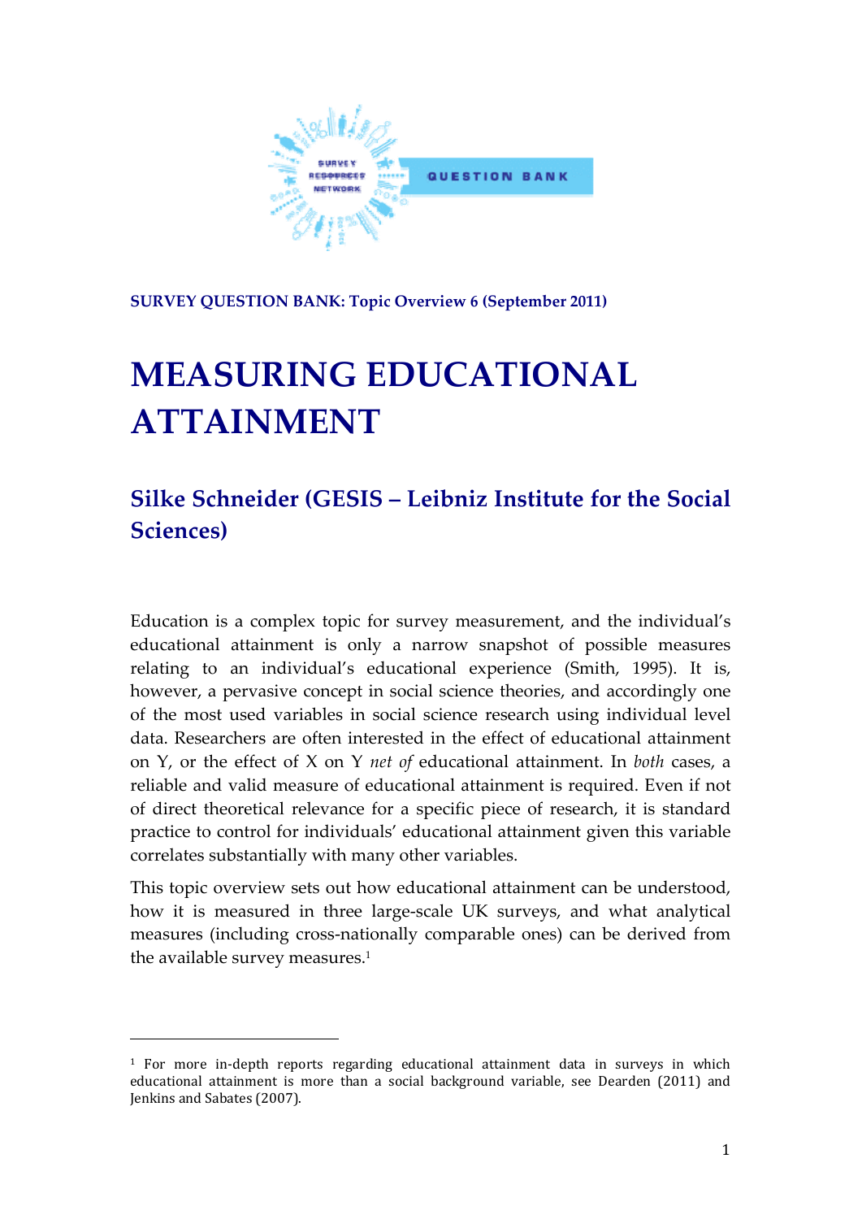SURVEY QUESTION BANK: Topic Overview 6 (September 2011)

# MEASURING EDUCATIONAL ATTAINMENT

## Silke Schneider (GESIS – Leibniz Institute for the Social Sciences)

Education is a complex topic for survey measurement, and the individual's educational attainment is only a narrow snapshot of possible measures relating to an individual's educational experience (Smith, 1995). It is, however, a pervasive concept in social science theories, and accordingly one of the most used variables in social science research using individual level data. Researchers are often interested in the effect of educational attainment on Y, or the effect of X on Y *net of* educational attainment. In *both* cases, a reliable and valid measure of educational attainment is required. Even if not of direct theoretical relevance for a specific piece of research, it is standard practice to control for individuals' educational attainment given this variable correlates substantially with many other variables.

This topic overview sets out how educational attainment can be understood, how it is measured in three large-scale UK surveys, and what analytical measures (including cross-nationally comparable ones) can be derived from the available survey measures.[1]

---

[1] For more in-depth reports regarding educational attainment data in surveys in which educational attainment is more than a social background variable, see Dearden (2011) and Jenkins and Sabates (2007).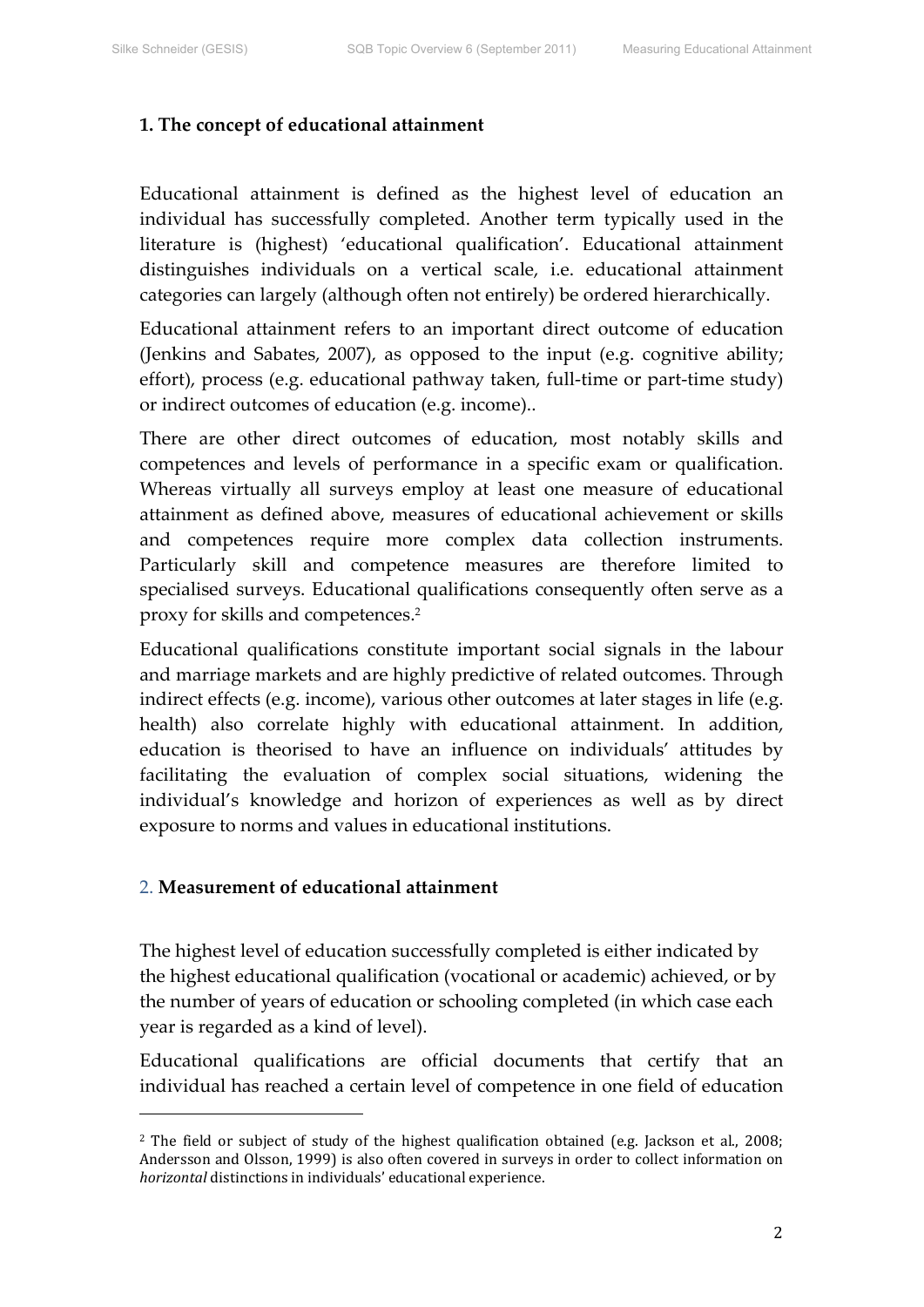## 1. The concept of educational attainment

Educational attainment is defined as the highest level of education an individual has successfully completed. Another term typically used in the literature is (highest) 'educational qualification'. Educational attainment distinguishes individuals on a vertical scale, i.e. educational attainment categories can largely (although often not entirely) be ordered hierarchically.

Educational attainment refers to an important direct outcome of education (Jenkins and Sabates, 2007), as opposed to the input (e.g. cognitive ability; effort), process (e.g. educational pathway taken, full-time or part-time study) or indirect outcomes of education (e.g. income)..

There are other direct outcomes of education, most notably skills and competences and levels of performance in a specific exam or qualification. Whereas virtually all surveys employ at least one measure of educational attainment as defined above, measures of educational achievement or skills and competences require more complex data collection instruments. Particularly skill and competence measures are therefore limited to specialised surveys. Educational qualifications consequently often serve as a proxy for skills and competences.[2]

Educational qualifications constitute important social signals in the labour and marriage markets and are highly predictive of related outcomes. Through indirect effects (e.g. income), various other outcomes at later stages in life (e.g. health) also correlate highly with educational attainment. In addition, education is theorised to have an influence on individuals' attitudes by facilitating the evaluation of complex social situations, widening the individual's knowledge and horizon of experiences as well as by direct exposure to norms and values in educational institutions.

## 2. Measurement of educational attainment

The highest level of education successfully completed is either indicated by the highest educational qualification (vocational or academic) achieved, or by the number of years of education or schooling completed (in which case each year is regarded as a kind of level).

Educational qualifications are official documents that certify that an individual has reached a certain level of competence in one field of education

[2] The field or subject of study of the highest qualification obtained (e.g. Jackson et al., 2008; Andersson and Olsson, 1999) is also often covered in surveys in order to collect information on *horizontal* distinctions in individuals' educational experience.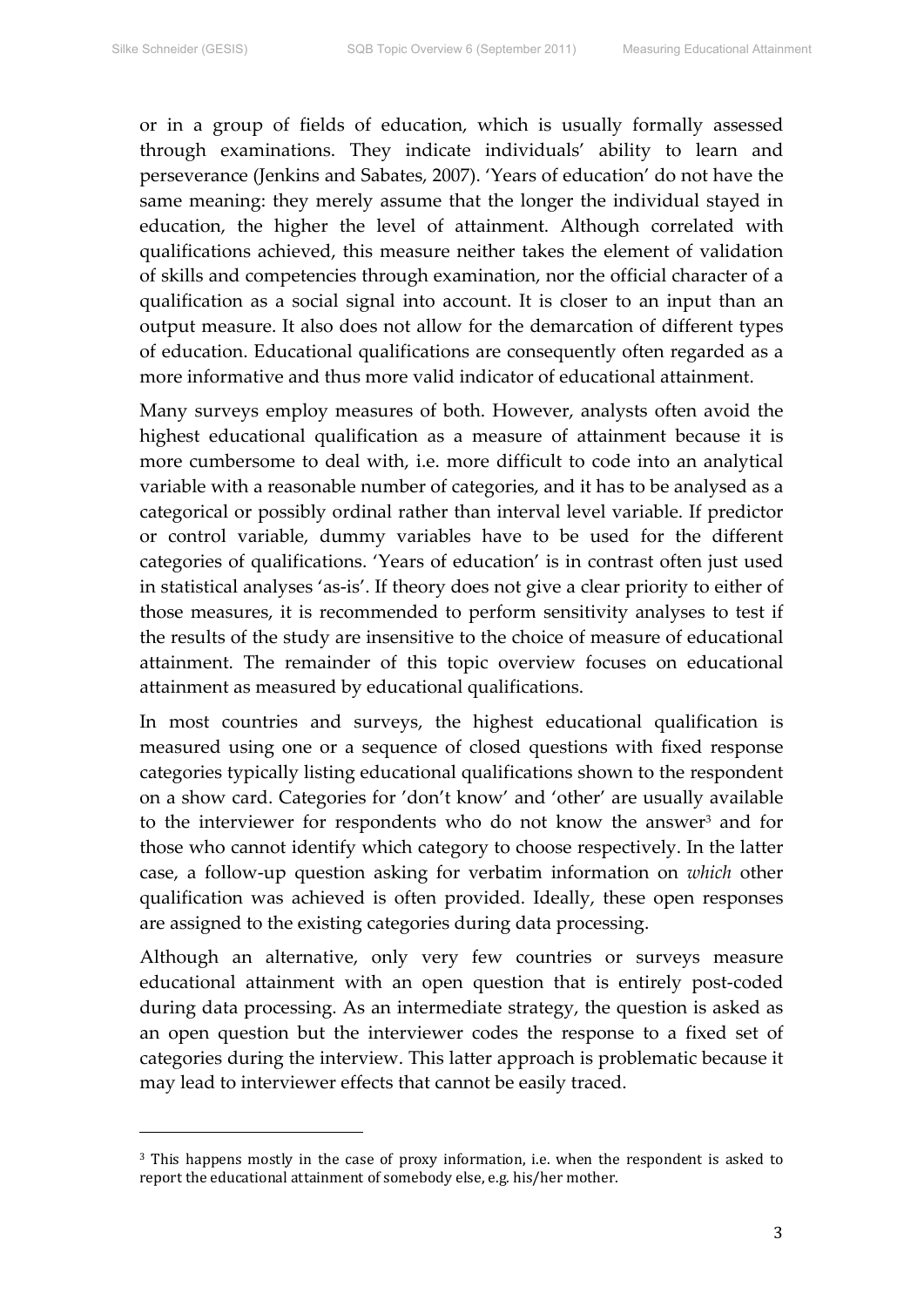or in a group of fields of education, which is usually formally assessed through examinations. They indicate individuals' ability to learn and perseverance (Jenkins and Sabates, 2007). 'Years of education' do not have the same meaning: they merely assume that the longer the individual stayed in education, the higher the level of attainment. Although correlated with qualifications achieved, this measure neither takes the element of validation of skills and competencies through examination, nor the official character of a qualification as a social signal into account. It is closer to an input than an output measure. It also does not allow for the demarcation of different types of education. Educational qualifications are consequently often regarded as a more informative and thus more valid indicator of educational attainment.

Many surveys employ measures of both. However, analysts often avoid the highest educational qualification as a measure of attainment because it is more cumbersome to deal with, i.e. more difficult to code into an analytical variable with a reasonable number of categories, and it has to be analysed as a categorical or possibly ordinal rather than interval level variable. If predictor or control variable, dummy variables have to be used for the different categories of qualifications. 'Years of education' is in contrast often just used in statistical analyses 'as-is'. If theory does not give a clear priority to either of those measures, it is recommended to perform sensitivity analyses to test if the results of the study are insensitive to the choice of measure of educational attainment. The remainder of this topic overview focuses on educational attainment as measured by educational qualifications.

In most countries and surveys, the highest educational qualification is measured using one or a sequence of closed questions with fixed response categories typically listing educational qualifications shown to the respondent on a show card. Categories for 'don't know' and 'other' are usually available to the interviewer for respondents who do not know the answer[3] and for those who cannot identify which category to choose respectively. In the latter case, a follow-up question asking for verbatim information on *which* other qualification was achieved is often provided. Ideally, these open responses are assigned to the existing categories during data processing.

Although an alternative, only very few countries or surveys measure educational attainment with an open question that is entirely post-coded during data processing. As an intermediate strategy, the question is asked as an open question but the interviewer codes the response to a fixed set of categories during the interview. This latter approach is problematic because it may lead to interviewer effects that cannot be easily traced.

---

[3] This happens mostly in the case of proxy information, i.e. when the respondent is asked to report the educational attainment of somebody else, e.g. his/her mother.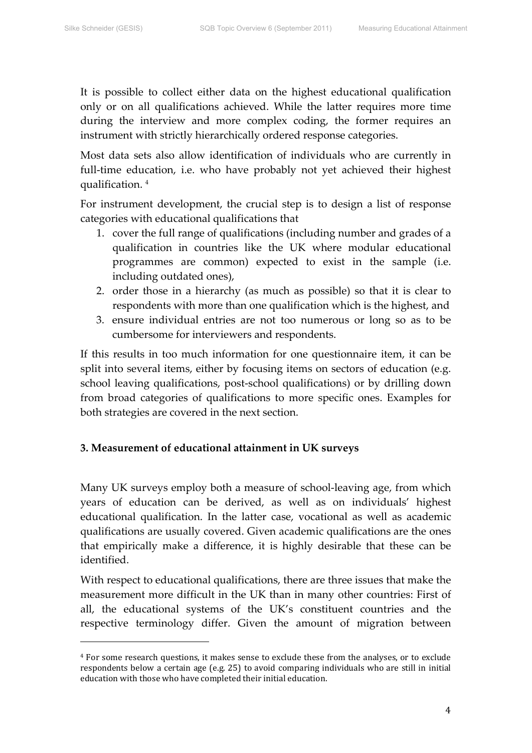It is possible to collect either data on the highest educational qualification only or on all qualifications achieved. While the latter requires more time during the interview and more complex coding, the former requires an instrument with strictly hierarchically ordered response categories.

Most data sets also allow identification of individuals who are currently in full-time education, i.e. who have probably not yet achieved their highest qualification. [4]

For instrument development, the crucial step is to design a list of response categories with educational qualifications that

1. cover the full range of qualifications (including number and grades of a qualification in countries like the UK where modular educational programmes are common) expected to exist in the sample (i.e. including outdated ones),
2. order those in a hierarchy (as much as possible) so that it is clear to respondents with more than one qualification which is the highest, and
3. ensure individual entries are not too numerous or long so as to be cumbersome for interviewers and respondents.

If this results in too much information for one questionnaire item, it can be split into several items, either by focusing items on sectors of education (e.g. school leaving qualifications, post-school qualifications) or by drilling down from broad categories of qualifications to more specific ones. Examples for both strategies are covered in the next section.

## 3. Measurement of educational attainment in UK surveys

Many UK surveys employ both a measure of school-leaving age, from which years of education can be derived, as well as on individuals' highest educational qualification. In the latter case, vocational as well as academic qualifications are usually covered. Given academic qualifications are the ones that empirically make a difference, it is highly desirable that these can be identified.

With respect to educational qualifications, there are three issues that make the measurement more difficult in the UK than in many other countries: First of all, the educational systems of the UK's constituent countries and the respective terminology differ. Given the amount of migration between

[4] For some research questions, it makes sense to exclude these from the analyses, or to exclude respondents below a certain age (e.g. 25) to avoid comparing individuals who are still in initial education with those who have completed their initial education.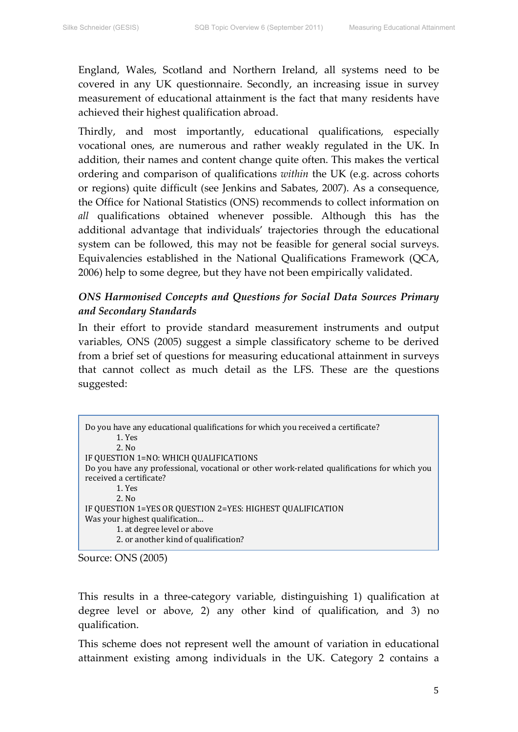England, Wales, Scotland and Northern Ireland, all systems need to be covered in any UK questionnaire. Secondly, an increasing issue in survey measurement of educational attainment is the fact that many residents have achieved their highest qualification abroad.

Thirdly, and most importantly, educational qualifications, especially vocational ones, are numerous and rather weakly regulated in the UK. In addition, their names and content change quite often. This makes the vertical ordering and comparison of qualifications *within* the UK (e.g. across cohorts or regions) quite difficult (see Jenkins and Sabates, 2007). As a consequence, the Office for National Statistics (ONS) recommends to collect information on *all* qualifications obtained whenever possible. Although this has the additional advantage that individuals' trajectories through the educational system can be followed, this may not be feasible for general social surveys. Equivalencies established in the National Qualifications Framework (QCA, 2006) help to some degree, but they have not been empirically validated.

### *ONS Harmonised Concepts and Questions for Social Data Sources Primary and Secondary Standards*

In their effort to provide standard measurement instruments and output variables, ONS (2005) suggest a simple classificatory scheme to be derived from a brief set of questions for measuring educational attainment in surveys that cannot collect as much detail as the LFS. These are the questions suggested:

```
Do you have any educational qualifications for which you received a certificate?
        1. Yes
        2. No
IF QUESTION 1=NO: WHICH QUALIFICATIONS
Do you have any professional, vocational or other work-related qualifications for which you
received a certificate?
        1. Yes
        2. No
IF QUESTION 1=YES OR QUESTION 2=YES: HIGHEST QUALIFICATION
Was your highest qualification...
        1. at degree level or above
        2. or another kind of qualification?
```

Source: ONS (2005)

This results in a three-category variable, distinguishing 1) qualification at degree level or above, 2) any other kind of qualification, and 3) no qualification.

This scheme does not represent well the amount of variation in educational attainment existing among individuals in the UK. Category 2 contains a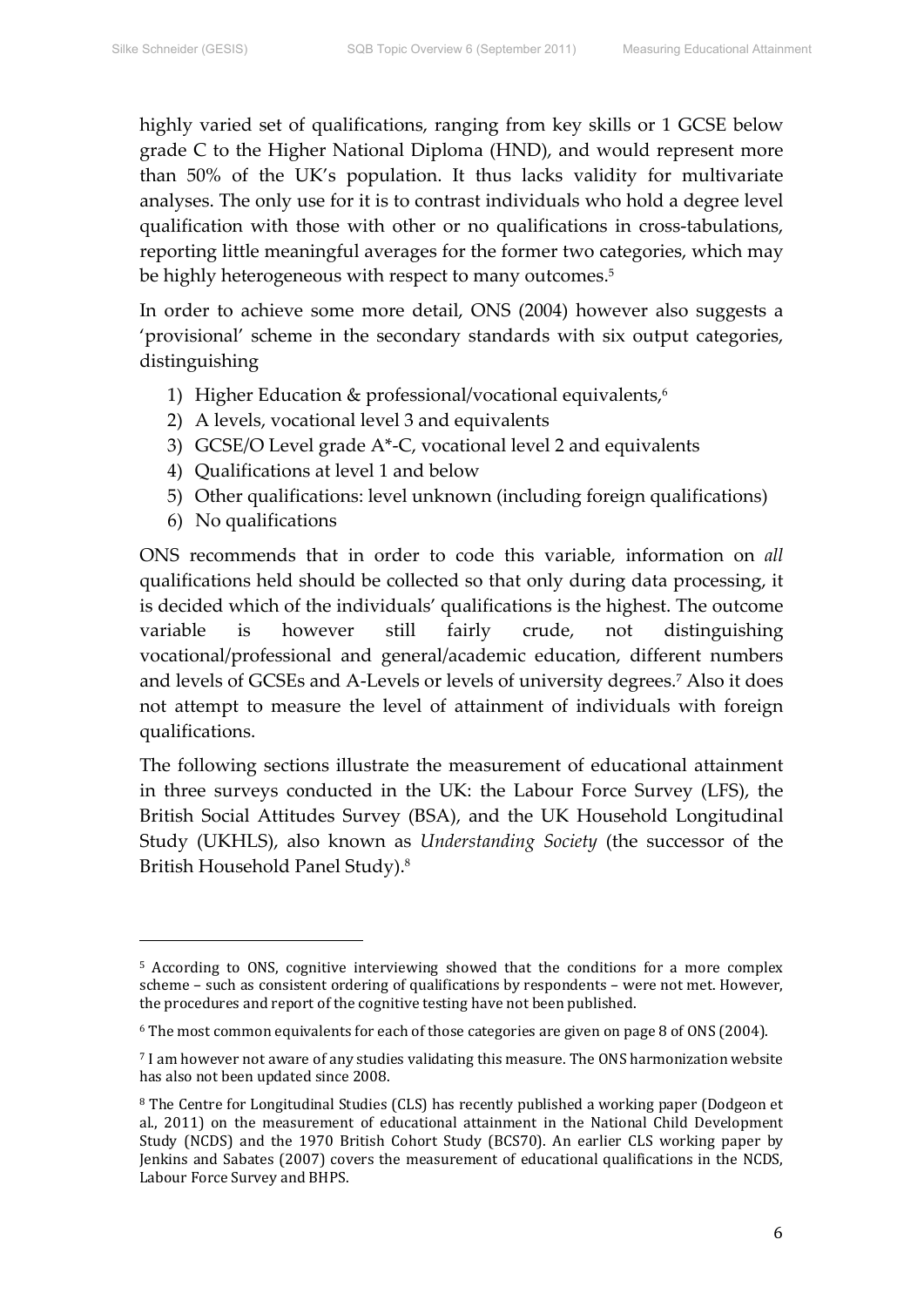highly varied set of qualifications, ranging from key skills or 1 GCSE below grade C to the Higher National Diploma (HND), and would represent more than 50% of the UK's population. It thus lacks validity for multivariate analyses. The only use for it is to contrast individuals who hold a degree level qualification with those with other or no qualifications in cross-tabulations, reporting little meaningful averages for the former two categories, which may be highly heterogeneous with respect to many outcomes.[5]

In order to achieve some more detail, ONS (2004) however also suggests a 'provisional' scheme in the secondary standards with six output categories, distinguishing

1) Higher Education & professional/vocational equivalents,[6]
2) A levels, vocational level 3 and equivalents
3) GCSE/O Level grade A*-C, vocational level 2 and equivalents
4) Qualifications at level 1 and below
5) Other qualifications: level unknown (including foreign qualifications)
6) No qualifications

ONS recommends that in order to code this variable, information on *all* qualifications held should be collected so that only during data processing, it is decided which of the individuals' qualifications is the highest. The outcome variable is however still fairly crude, not distinguishing vocational/professional and general/academic education, different numbers and levels of GCSEs and A-Levels or levels of university degrees.[7] Also it does not attempt to measure the level of attainment of individuals with foreign qualifications.

The following sections illustrate the measurement of educational attainment in three surveys conducted in the UK: the Labour Force Survey (LFS), the British Social Attitudes Survey (BSA), and the UK Household Longitudinal Study (UKHLS), also known as *Understanding Society* (the successor of the British Household Panel Study).[8]

---

[5] According to ONS, cognitive interviewing showed that the conditions for a more complex scheme – such as consistent ordering of qualifications by respondents – were not met. However, the procedures and report of the cognitive testing have not been published.

[6] The most common equivalents for each of those categories are given on page 8 of ONS (2004).

[7] I am however not aware of any studies validating this measure. The ONS harmonization website has also not been updated since 2008.

[8] The Centre for Longitudinal Studies (CLS) has recently published a working paper (Dodgeon et al., 2011) on the measurement of educational attainment in the National Child Development Study (NCDS) and the 1970 British Cohort Study (BCS70). An earlier CLS working paper by Jenkins and Sabates (2007) covers the measurement of educational qualifications in the NCDS, Labour Force Survey and BHPS.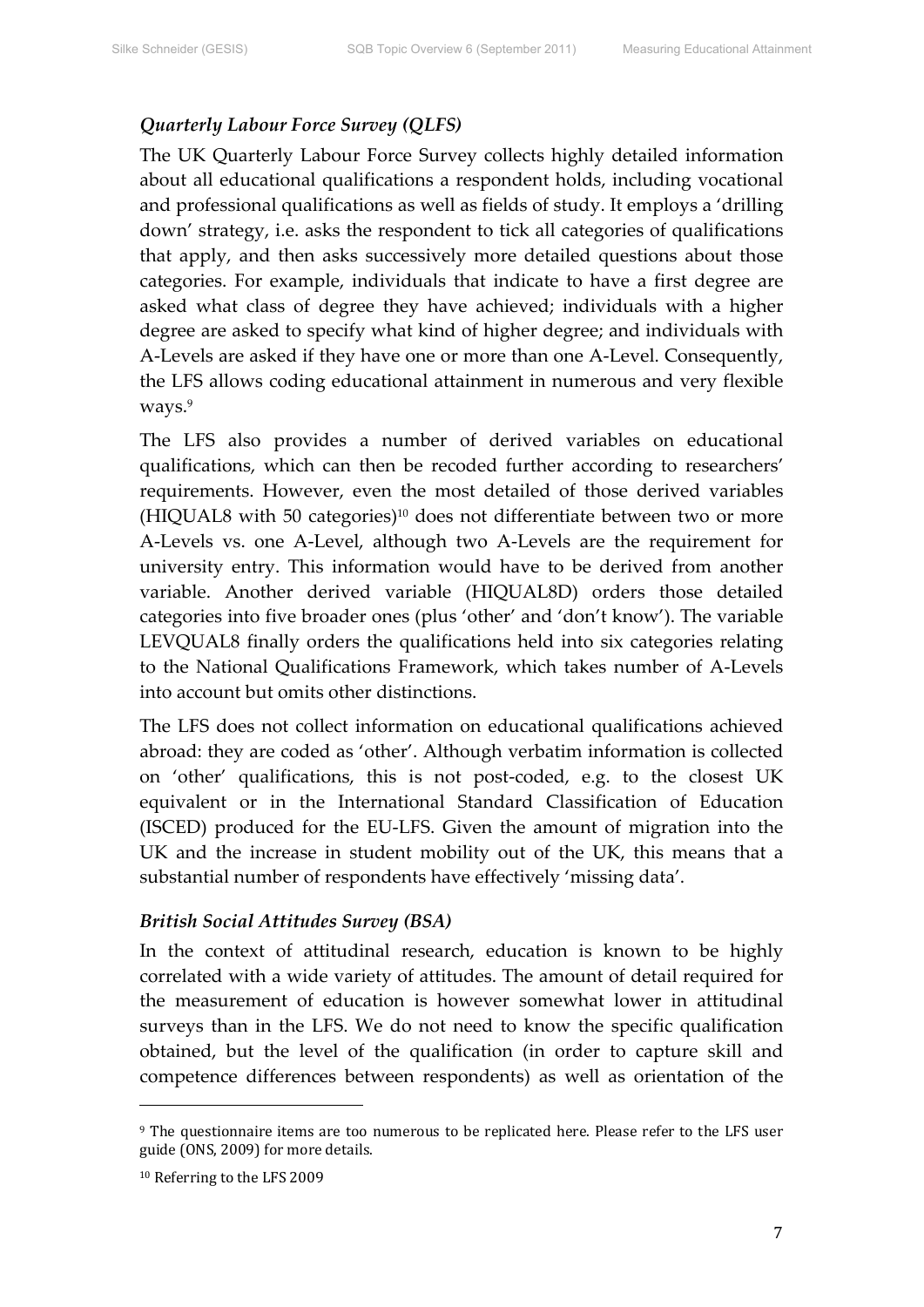*Quarterly Labour Force Survey (QLFS)*

The UK Quarterly Labour Force Survey collects highly detailed information about all educational qualifications a respondent holds, including vocational and professional qualifications as well as fields of study. It employs a 'drilling down' strategy, i.e. asks the respondent to tick all categories of qualifications that apply, and then asks successively more detailed questions about those categories. For example, individuals that indicate to have a first degree are asked what class of degree they have achieved; individuals with a higher degree are asked to specify what kind of higher degree; and individuals with A-Levels are asked if they have one or more than one A-Level. Consequently, the LFS allows coding educational attainment in numerous and very flexible ways.[9]

The LFS also provides a number of derived variables on educational qualifications, which can then be recoded further according to researchers' requirements. However, even the most detailed of those derived variables (HIQUAL8 with 50 categories)[10] does not differentiate between two or more A-Levels vs. one A-Level, although two A-Levels are the requirement for university entry. This information would have to be derived from another variable. Another derived variable (HIQUAL8D) orders those detailed categories into five broader ones (plus 'other' and 'don't know'). The variable LEVQUAL8 finally orders the qualifications held into six categories relating to the National Qualifications Framework, which takes number of A-Levels into account but omits other distinctions.

The LFS does not collect information on educational qualifications achieved abroad: they are coded as 'other'. Although verbatim information is collected on 'other' qualifications, this is not post-coded, e.g. to the closest UK equivalent or in the International Standard Classification of Education (ISCED) produced for the EU-LFS. Given the amount of migration into the UK and the increase in student mobility out of the UK, this means that a substantial number of respondents have effectively 'missing data'.

*British Social Attitudes Survey (BSA)*

In the context of attitudinal research, education is known to be highly correlated with a wide variety of attitudes. The amount of detail required for the measurement of education is however somewhat lower in attitudinal surveys than in the LFS. We do not need to know the specific qualification obtained, but the level of the qualification (in order to capture skill and competence differences between respondents) as well as orientation of the

---

[9] The questionnaire items are too numerous to be replicated here. Please refer to the LFS user guide (ONS, 2009) for more details.

[10] Referring to the LFS 2009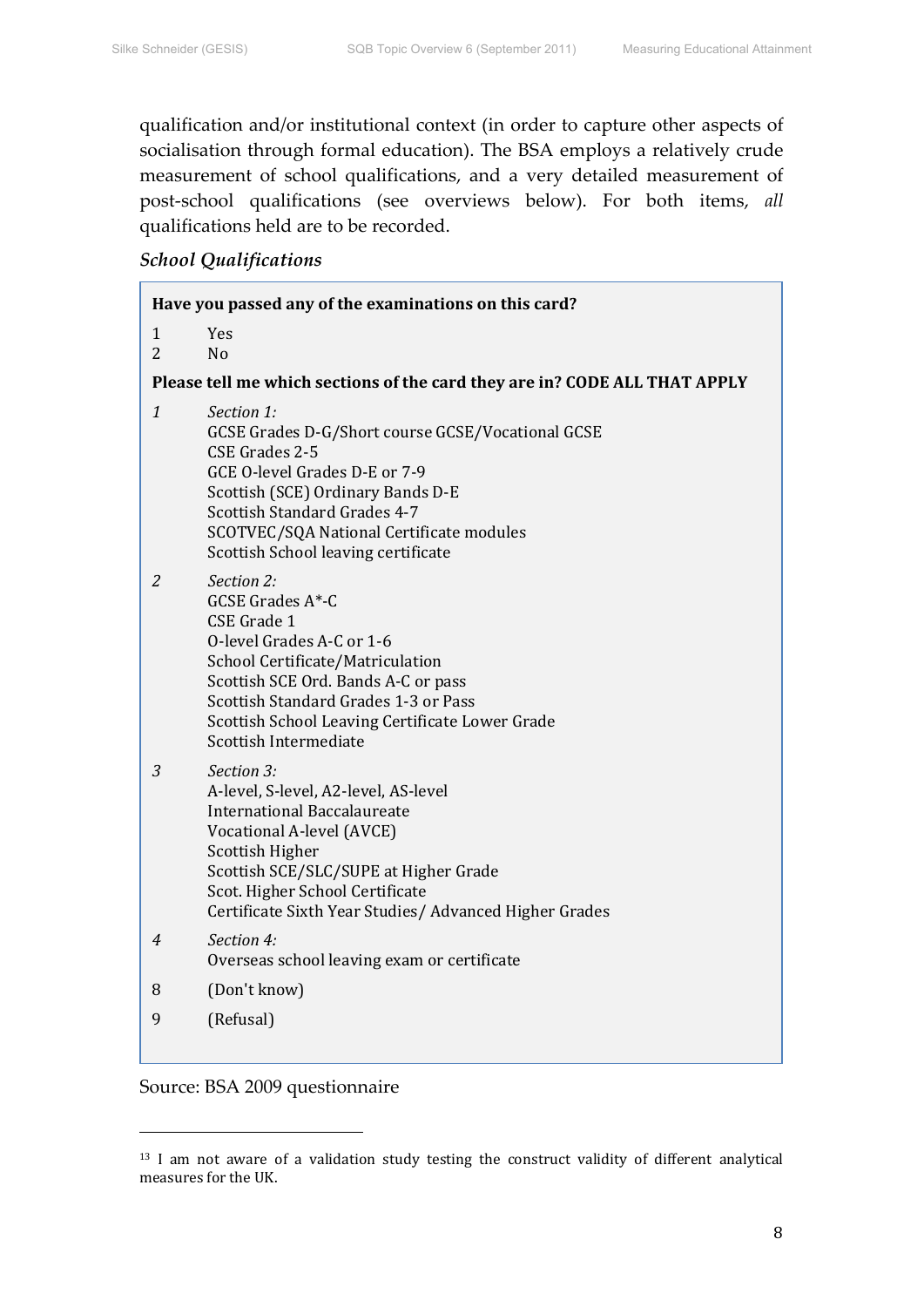qualification and/or institutional context (in order to capture other aspects of socialisation through formal education). The BSA employs a relatively crude measurement of school qualifications, and a very detailed measurement of post-school qualifications (see overviews below). For both items, *all* qualifications held are to be recorded.

*School Qualifications*

**Have you passed any of the examinations on this card?**

1 Yes
2 No

**Please tell me which sections of the card they are in? CODE ALL THAT APPLY**

*1* *Section 1:*
GCSE Grades D-G/Short course GCSE/Vocational GCSE
CSE Grades 2-5
GCE O-level Grades D-E or 7-9
Scottish (SCE) Ordinary Bands D-E
Scottish Standard Grades 4-7
SCOTVEC/SQA National Certificate modules
Scottish School leaving certificate

*2* *Section 2:*
GCSE Grades A*-C
CSE Grade 1
O-level Grades A-C or 1-6
School Certificate/Matriculation
Scottish SCE Ord. Bands A-C or pass
Scottish Standard Grades 1-3 or Pass
Scottish School Leaving Certificate Lower Grade
Scottish Intermediate

*3* *Section 3:*
A-level, S-level, A2-level, AS-level
International Baccalaureate
Vocational A-level (AVCE)
Scottish Higher
Scottish SCE/SLC/SUPE at Higher Grade
Scot. Higher School Certificate
Certificate Sixth Year Studies/ Advanced Higher Grades

*4* *Section 4:*
Overseas school leaving exam or certificate

8 (Don't know)

9 (Refusal)

Source: BSA 2009 questionnaire

---

[13] I am not aware of a validation study testing the construct validity of different analytical measures for the UK.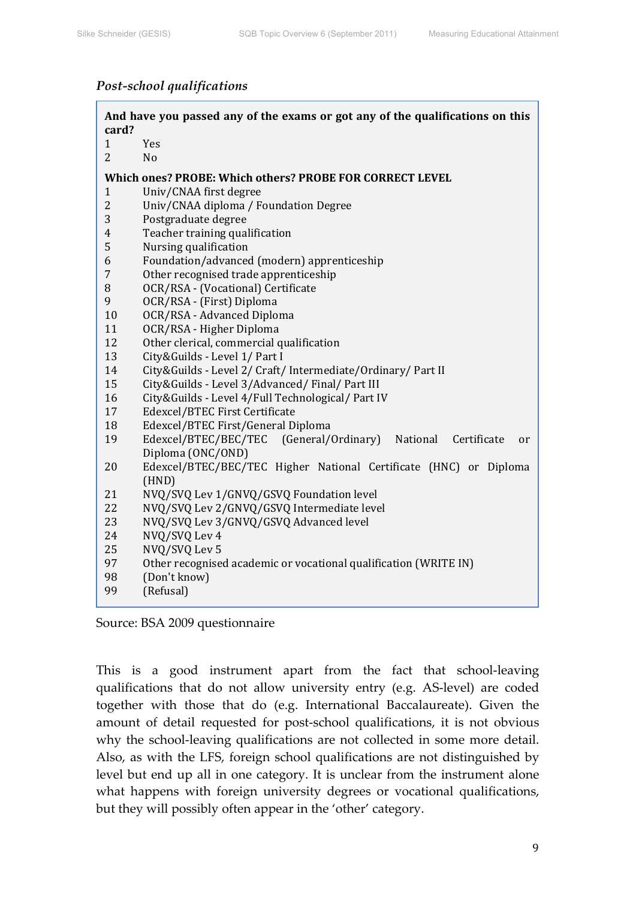*Post-school qualifications*

> **And have you passed any of the exams or got any of the qualifications on this card?**
>
> 1 Yes
> 2 No
>
> **Which ones? PROBE: Which others? PROBE FOR CORRECT LEVEL**
>
> 1 Univ/CNAA first degree
> 2 Univ/CNAA diploma / Foundation Degree
> 3 Postgraduate degree
> 4 Teacher training qualification
> 5 Nursing qualification
> 6 Foundation/advanced (modern) apprenticeship
> 7 Other recognised trade apprenticeship
> 8 OCR/RSA - (Vocational) Certificate
> 9 OCR/RSA - (First) Diploma
> 10 OCR/RSA - Advanced Diploma
> 11 OCR/RSA - Higher Diploma
> 12 Other clerical, commercial qualification
> 13 City&Guilds - Level 1/ Part I
> 14 City&Guilds - Level 2/ Craft/ Intermediate/Ordinary/ Part II
> 15 City&Guilds - Level 3/Advanced/ Final/ Part III
> 16 City&Guilds - Level 4/Full Technological/ Part IV
> 17 Edexcel/BTEC First Certificate
> 18 Edexcel/BTEC First/General Diploma
> 19 Edexcel/BTEC/BEC/TEC (General/Ordinary) National Certificate or Diploma (ONC/OND)
> 20 Edexcel/BTEC/BEC/TEC Higher National Certificate (HNC) or Diploma (HND)
> 21 NVQ/SVQ Lev 1/GNVQ/GSVQ Foundation level
> 22 NVQ/SVQ Lev 2/GNVQ/GSVQ Intermediate level
> 23 NVQ/SVQ Lev 3/GNVQ/GSVQ Advanced level
> 24 NVQ/SVQ Lev 4
> 25 NVQ/SVQ Lev 5
> 97 Other recognised academic or vocational qualification (WRITE IN)
> 98 (Don't know)
> 99 (Refusal)

Source: BSA 2009 questionnaire

This is a good instrument apart from the fact that school-leaving qualifications that do not allow university entry (e.g. AS-level) are coded together with those that do (e.g. International Baccalaureate). Given the amount of detail requested for post-school qualifications, it is not obvious why the school-leaving qualifications are not collected in some more detail. Also, as with the LFS, foreign school qualifications are not distinguished by level but end up all in one category. It is unclear from the instrument alone what happens with foreign university degrees or vocational qualifications, but they will possibly often appear in the 'other' category.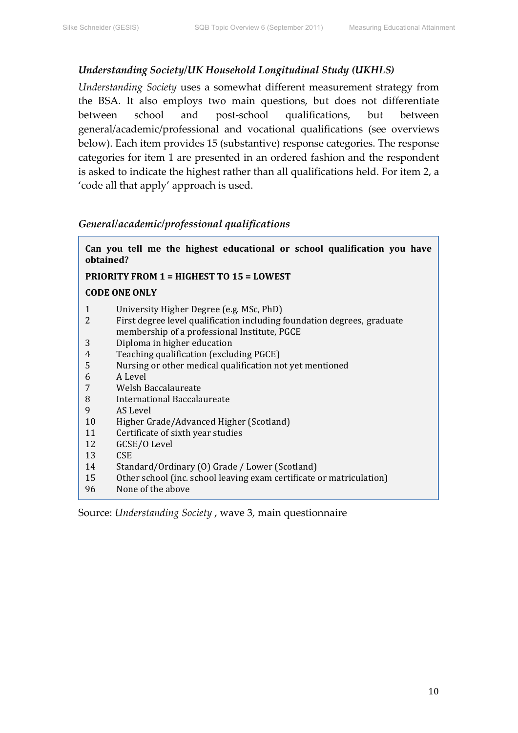### *Understanding Society/UK Household Longitudinal Study (UKHLS)*

*Understanding Society* uses a somewhat different measurement strategy from the BSA. It also employs two main questions, but does not differentiate between school and post-school qualifications, but between general/academic/professional and vocational qualifications (see overviews below). Each item provides 15 (substantive) response categories. The response categories for item 1 are presented in an ordered fashion and the respondent is asked to indicate the highest rather than all qualifications held. For item 2, a 'code all that apply' approach is used.

### *General/academic/professional qualifications*

**Can you tell me the highest educational or school qualification you have obtained?**

**PRIORITY FROM 1 = HIGHEST TO 15 = LOWEST**

**CODE ONE ONLY**

| | |
|---|---|
| 1 | University Higher Degree (e.g. MSc, PhD) |
| 2 | First degree level qualification including foundation degrees, graduate membership of a professional Institute, PGCE |
| 3 | Diploma in higher education |
| 4 | Teaching qualification (excluding PGCE) |
| 5 | Nursing or other medical qualification not yet mentioned |
| 6 | A Level |
| 7 | Welsh Baccalaureate |
| 8 | International Baccalaureate |
| 9 | AS Level |
| 10 | Higher Grade/Advanced Higher (Scotland) |
| 11 | Certificate of sixth year studies |
| 12 | GCSE/O Level |
| 13 | CSE |
| 14 | Standard/Ordinary (O) Grade / Lower (Scotland) |
| 15 | Other school (inc. school leaving exam certificate or matriculation) |
| 96 | None of the above |

Source: *Understanding Society* , wave 3, main questionnaire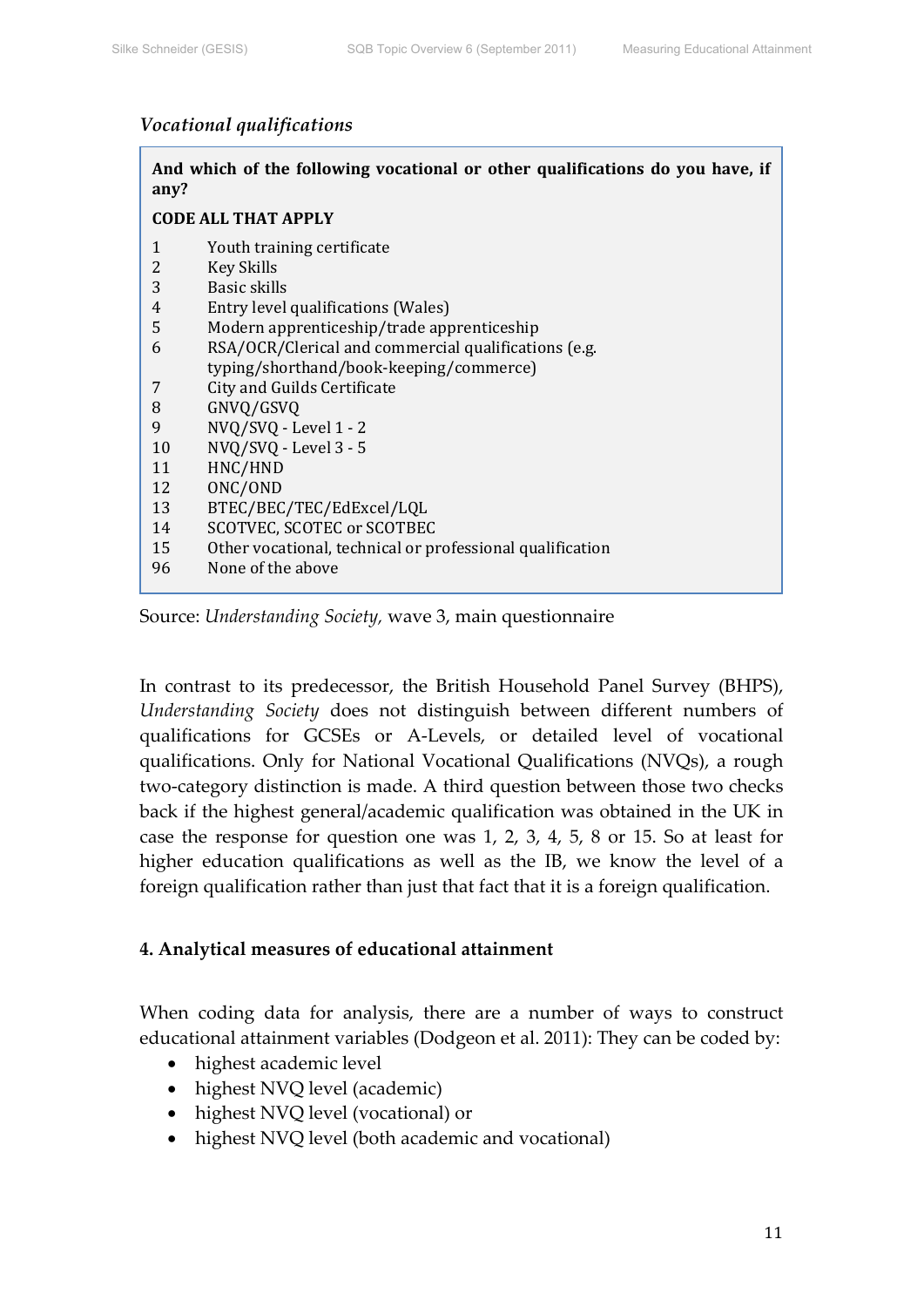*Vocational qualifications*

> **And which of the following vocational or other qualifications do you have, if any?**
>
> **CODE ALL THAT APPLY**
>
> 1 Youth training certificate
> 2 Key Skills
> 3 Basic skills
> 4 Entry level qualifications (Wales)
> 5 Modern apprenticeship/trade apprenticeship
> 6 RSA/OCR/Clerical and commercial qualifications (e.g. typing/shorthand/book-keeping/commerce)
> 7 City and Guilds Certificate
> 8 GNVQ/GSVQ
> 9 NVQ/SVQ - Level 1 - 2
> 10 NVQ/SVQ - Level 3 - 5
> 11 HNC/HND
> 12 ONC/OND
> 13 BTEC/BEC/TEC/EdExcel/LQL
> 14 SCOTVEC, SCOTEC or SCOTBEC
> 15 Other vocational, technical or professional qualification
> 96 None of the above

Source: *Understanding Society,* wave 3, main questionnaire

In contrast to its predecessor, the British Household Panel Survey (BHPS), *Understanding Society* does not distinguish between different numbers of qualifications for GCSEs or A-Levels, or detailed level of vocational qualifications. Only for National Vocational Qualifications (NVQs), a rough two-category distinction is made. A third question between those two checks back if the highest general/academic qualification was obtained in the UK in case the response for question one was 1, 2, 3, 4, 5, 8 or 15. So at least for higher education qualifications as well as the IB, we know the level of a foreign qualification rather than just that fact that it is a foreign qualification.

## 4. Analytical measures of educational attainment

When coding data for analysis, there are a number of ways to construct educational attainment variables (Dodgeon et al. 2011): They can be coded by:

- highest academic level
- highest NVQ level (academic)
- highest NVQ level (vocational) or
- highest NVQ level (both academic and vocational)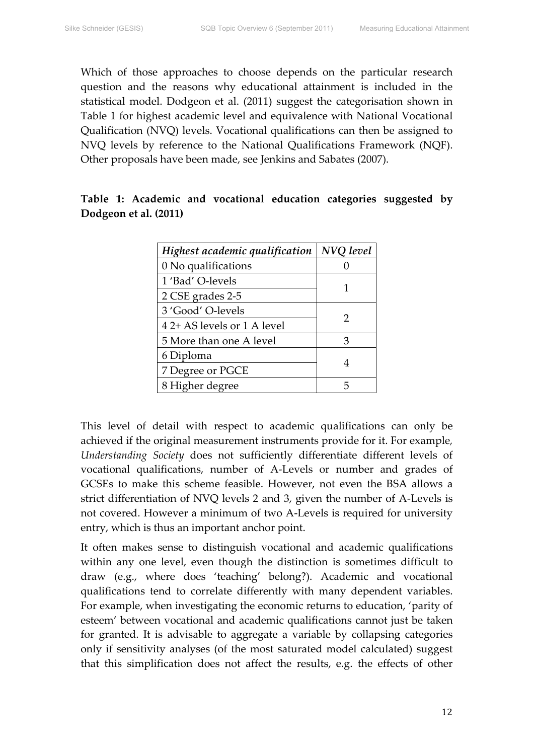Which of those approaches to choose depends on the particular research question and the reasons why educational attainment is included in the statistical model. Dodgeon et al. (2011) suggest the categorisation shown in Table 1 for highest academic level and equivalence with National Vocational Qualification (NVQ) levels. Vocational qualifications can then be assigned to NVQ levels by reference to the National Qualifications Framework (NQF). Other proposals have been made, see Jenkins and Sabates (2007).

**Table 1: Academic and vocational education categories suggested by Dodgeon et al. (2011)**

| *Highest academic qualification* | *NVQ level* |
|---|---|
| 0 No qualifications | 0 |
| 1 'Bad' O-levels | 1 |
| 2 CSE grades 2-5 | |
| 3 'Good' O-levels | 2 |
| 4 2+ AS levels or 1 A level | |
| 5 More than one A level | 3 |
| 6 Diploma | 4 |
| 7 Degree or PGCE | |
| 8 Higher degree | 5 |

This level of detail with respect to academic qualifications can only be achieved if the original measurement instruments provide for it. For example, *Understanding Society* does not sufficiently differentiate different levels of vocational qualifications, number of A-Levels or number and grades of GCSEs to make this scheme feasible. However, not even the BSA allows a strict differentiation of NVQ levels 2 and 3, given the number of A-Levels is not covered. However a minimum of two A-Levels is required for university entry, which is thus an important anchor point.

It often makes sense to distinguish vocational and academic qualifications within any one level, even though the distinction is sometimes difficult to draw (e.g., where does 'teaching' belong?). Academic and vocational qualifications tend to correlate differently with many dependent variables. For example, when investigating the economic returns to education, 'parity of esteem' between vocational and academic qualifications cannot just be taken for granted. It is advisable to aggregate a variable by collapsing categories only if sensitivity analyses (of the most saturated model calculated) suggest that this simplification does not affect the results, e.g. the effects of other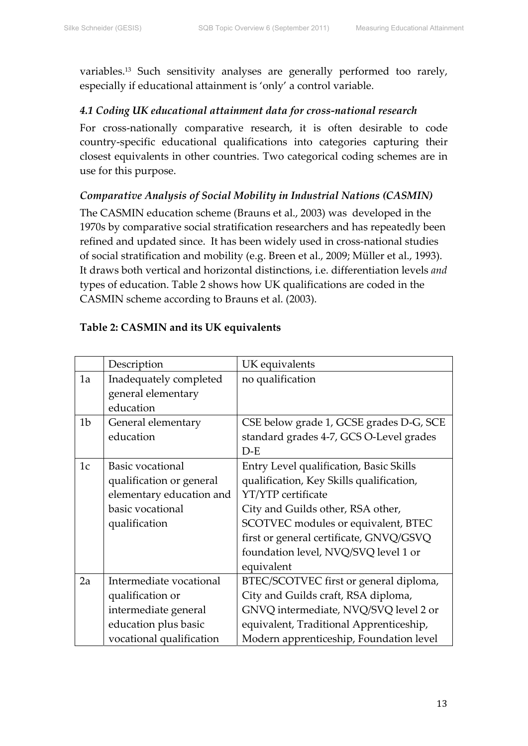variables.[13] Such sensitivity analyses are generally performed too rarely, especially if educational attainment is 'only' a control variable.

### *4.1 Coding UK educational attainment data for cross-national research*

For cross-nationally comparative research, it is often desirable to code country-specific educational qualifications into categories capturing their closest equivalents in other countries. Two categorical coding schemes are in use for this purpose.

### *Comparative Analysis of Social Mobility in Industrial Nations (CASMIN)*

The CASMIN education scheme (Brauns et al., 2003) was developed in the 1970s by comparative social stratification researchers and has repeatedly been refined and updated since. It has been widely used in cross-national studies of social stratification and mobility (e.g. Breen et al., 2009; Müller et al., 1993). It draws both vertical and horizontal distinctions, i.e. differentiation levels *and* types of education. Table 2 shows how UK qualifications are coded in the CASMIN scheme according to Brauns et al. (2003).

**Table 2: CASMIN and its UK equivalents**

| | Description | UK equivalents |
|---|---|---|
| 1a | Inadequately completed general elementary education | no qualification |
| 1b | General elementary education | CSE below grade 1, GCSE grades D-G, SCE standard grades 4-7, GCS O-Level grades D-E |
| 1c | Basic vocational qualification or general elementary education and basic vocational qualification | Entry Level qualification, Basic Skills qualification, Key Skills qualification, YT/YTP certificate<br>City and Guilds other, RSA other, SCOTVEC modules or equivalent, BTEC first or general certificate, GNVQ/GSVQ foundation level, NVQ/SVQ level 1 or equivalent |
| 2a | Intermediate vocational qualification or intermediate general education plus basic vocational qualification | BTEC/SCOTVEC first or general diploma, City and Guilds craft, RSA diploma, GNVQ intermediate, NVQ/SVQ level 2 or equivalent, Traditional Apprenticeship, Modern apprenticeship, Foundation level |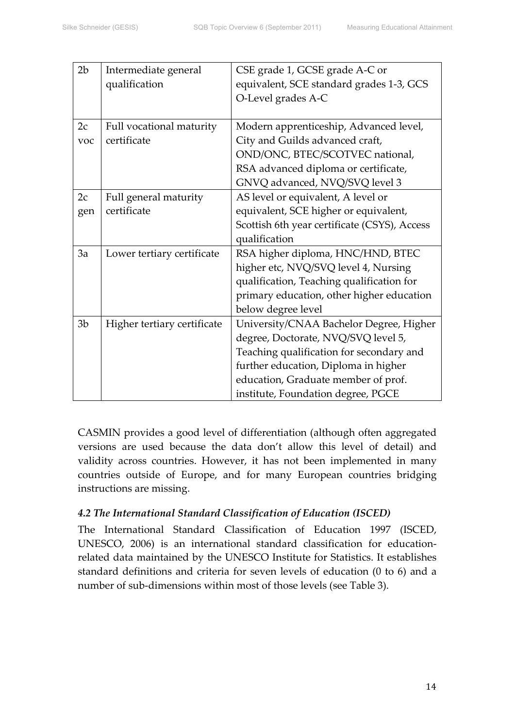| | | |
|---|---|---|
| 2b | Intermediate general qualification | CSE grade 1, GCSE grade A-C or equivalent, SCE standard grades 1-3, GCS O-Level grades A-C |
| 2c voc | Full vocational maturity certificate | Modern apprenticeship, Advanced level, City and Guilds advanced craft, OND/ONC, BTEC/SCOTVEC national, RSA advanced diploma or certificate, GNVQ advanced, NVQ/SVQ level 3 |
| 2c gen | Full general maturity certificate | AS level or equivalent, A level or equivalent, SCE higher or equivalent, Scottish 6th year certificate (CSYS), Access qualification |
| 3a | Lower tertiary certificate | RSA higher diploma, HNC/HND, BTEC higher etc, NVQ/SVQ level 4, Nursing qualification, Teaching qualification for primary education, other higher education below degree level |
| 3b | Higher tertiary certificate | University/CNAA Bachelor Degree, Higher degree, Doctorate, NVQ/SVQ level 5, Teaching qualification for secondary and further education, Diploma in higher education, Graduate member of prof. institute, Foundation degree, PGCE |

CASMIN provides a good level of differentiation (although often aggregated versions are used because the data don't allow this level of detail) and validity across countries. However, it has not been implemented in many countries outside of Europe, and for many European countries bridging instructions are missing.

### *4.2 The International Standard Classification of Education (ISCED)*

The International Standard Classification of Education 1997 (ISCED, UNESCO, 2006) is an international standard classification for education-related data maintained by the UNESCO Institute for Statistics. It establishes standard definitions and criteria for seven levels of education (0 to 6) and a number of sub-dimensions within most of those levels (see Table 3).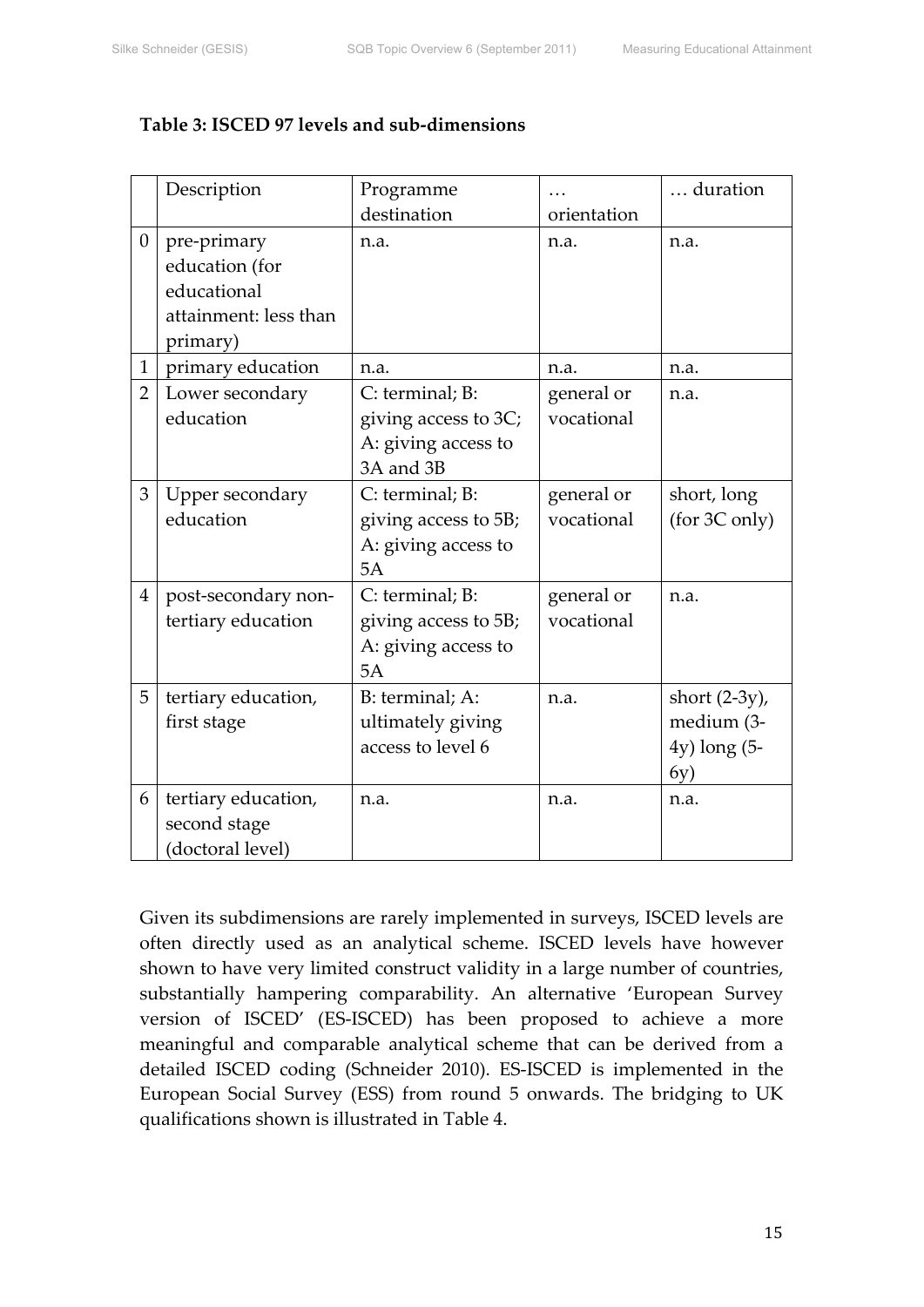**Table 3: ISCED 97 levels and sub-dimensions**

| | Description | Programme destination | … orientation | … duration |
|---|---|---|---|---|
| 0 | pre-primary education (for educational attainment: less than primary) | n.a. | n.a. | n.a. |
| 1 | primary education | n.a. | n.a. | n.a. |
| 2 | Lower secondary education | C: terminal; B: giving access to 3C; A: giving access to 3A and 3B | general or vocational | n.a. |
| 3 | Upper secondary education | C: terminal; B: giving access to 5B; A: giving access to 5A | general or vocational | short, long (for 3C only) |
| 4 | post-secondary non-tertiary education | C: terminal; B: giving access to 5B; A: giving access to 5A | general or vocational | n.a. |
| 5 | tertiary education, first stage | B: terminal; A: ultimately giving access to level 6 | n.a. | short (2-3y), medium (3-4y) long (5-6y) |
| 6 | tertiary education, second stage (doctoral level) | n.a. | n.a. | n.a. |

Given its subdimensions are rarely implemented in surveys, ISCED levels are often directly used as an analytical scheme. ISCED levels have however shown to have very limited construct validity in a large number of countries, substantially hampering comparability. An alternative 'European Survey version of ISCED' (ES-ISCED) has been proposed to achieve a more meaningful and comparable analytical scheme that can be derived from a detailed ISCED coding (Schneider 2010). ES-ISCED is implemented in the European Social Survey (ESS) from round 5 onwards. The bridging to UK qualifications shown is illustrated in Table 4.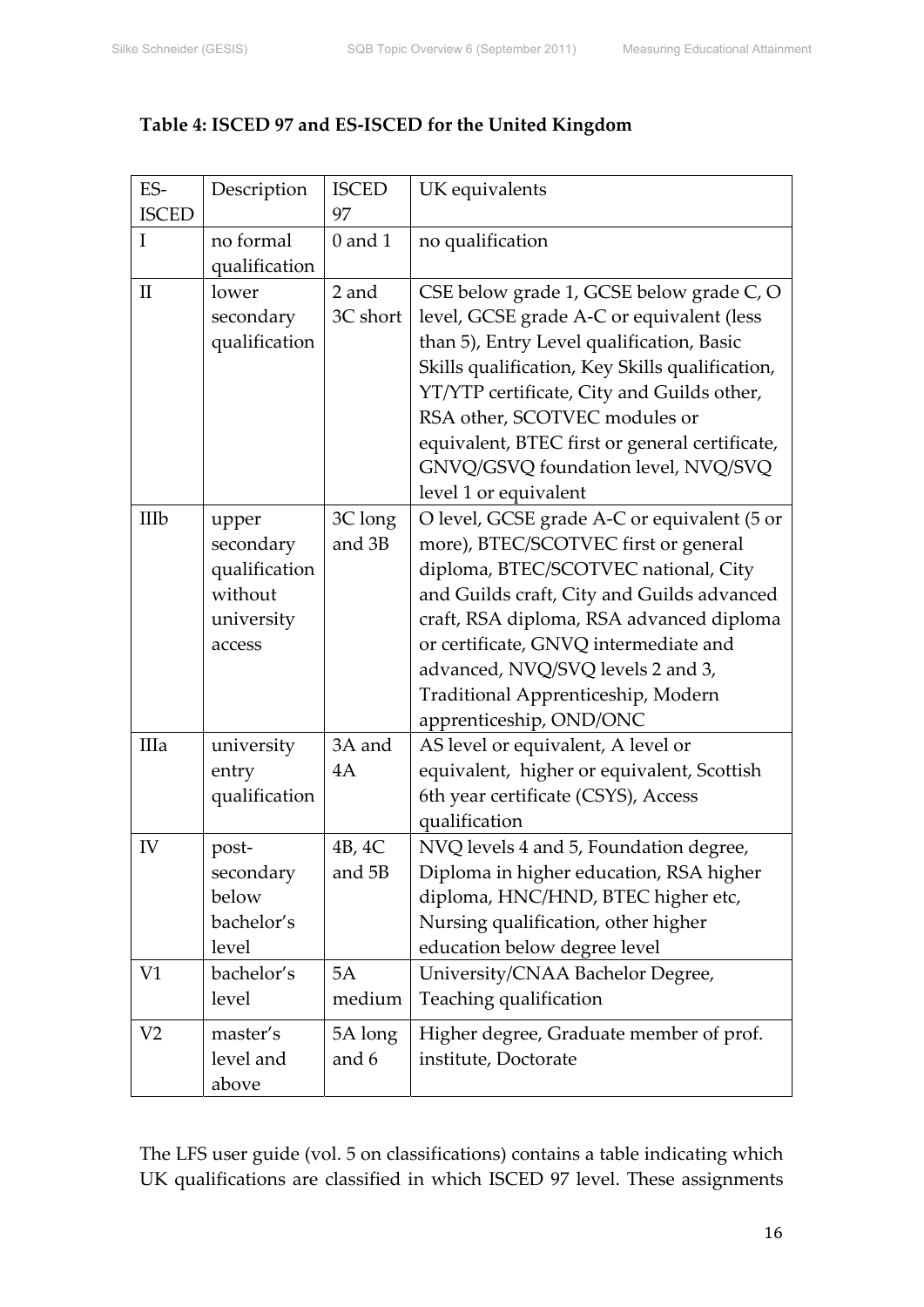**Table 4: ISCED 97 and ES-ISCED for the United Kingdom**

| ES-ISCED | Description | ISCED 97 | UK equivalents |
|---|---|---|---|
| I | no formal qualification | 0 and 1 | no qualification |
| II | lower secondary qualification | 2 and 3C short | CSE below grade 1, GCSE below grade C, O level, GCSE grade A-C or equivalent (less than 5), Entry Level qualification, Basic Skills qualification, Key Skills qualification, YT/YTP certificate, City and Guilds other, RSA other, SCOTVEC modules or equivalent, BTEC first or general certificate, GNVQ/GSVQ foundation level, NVQ/SVQ level 1 or equivalent |
| IIIb | upper secondary qualification without university access | 3C long and 3B | O level, GCSE grade A-C or equivalent (5 or more), BTEC/SCOTVEC first or general diploma, BTEC/SCOTVEC national, City and Guilds craft, City and Guilds advanced craft, RSA diploma, RSA advanced diploma or certificate, GNVQ intermediate and advanced, NVQ/SVQ levels 2 and 3, Traditional Apprenticeship, Modern apprenticeship, OND/ONC |
| IIIa | university entry qualification | 3A and 4A | AS level or equivalent, A level or equivalent, higher or equivalent, Scottish 6th year certificate (CSYS), Access qualification |
| IV | post-secondary below bachelor's level | 4B, 4C and 5B | NVQ levels 4 and 5, Foundation degree, Diploma in higher education, RSA higher diploma, HNC/HND, BTEC higher etc, Nursing qualification, other higher education below degree level |
| V1 | bachelor's level | 5A medium | University/CNAA Bachelor Degree, Teaching qualification |
| V2 | master's level and above | 5A long and 6 | Higher degree, Graduate member of prof. institute, Doctorate |

The LFS user guide (vol. 5 on classifications) contains a table indicating which UK qualifications are classified in which ISCED 97 level. These assignments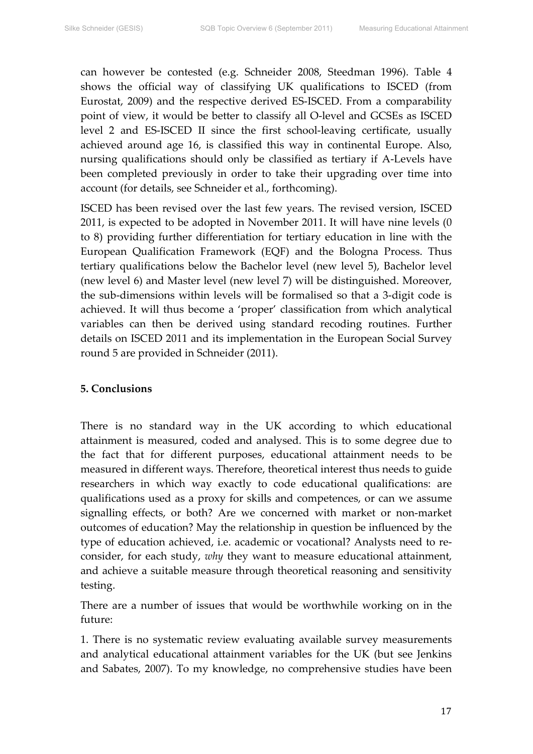can however be contested (e.g. Schneider 2008, Steedman 1996). Table 4 shows the official way of classifying UK qualifications to ISCED (from Eurostat, 2009) and the respective derived ES-ISCED. From a comparability point of view, it would be better to classify all O-level and GCSEs as ISCED level 2 and ES-ISCED II since the first school-leaving certificate, usually achieved around age 16, is classified this way in continental Europe. Also, nursing qualifications should only be classified as tertiary if A-Levels have been completed previously in order to take their upgrading over time into account (for details, see Schneider et al., forthcoming).

ISCED has been revised over the last few years. The revised version, ISCED 2011, is expected to be adopted in November 2011. It will have nine levels (0 to 8) providing further differentiation for tertiary education in line with the European Qualification Framework (EQF) and the Bologna Process. Thus tertiary qualifications below the Bachelor level (new level 5), Bachelor level (new level 6) and Master level (new level 7) will be distinguished. Moreover, the sub-dimensions within levels will be formalised so that a 3-digit code is achieved. It will thus become a 'proper' classification from which analytical variables can then be derived using standard recoding routines. Further details on ISCED 2011 and its implementation in the European Social Survey round 5 are provided in Schneider (2011).

## 5. Conclusions

There is no standard way in the UK according to which educational attainment is measured, coded and analysed. This is to some degree due to the fact that for different purposes, educational attainment needs to be measured in different ways. Therefore, theoretical interest thus needs to guide researchers in which way exactly to code educational qualifications: are qualifications used as a proxy for skills and competences, or can we assume signalling effects, or both? Are we concerned with market or non-market outcomes of education? May the relationship in question be influenced by the type of education achieved, i.e. academic or vocational? Analysts need to re-consider, for each study, *why* they want to measure educational attainment, and achieve a suitable measure through theoretical reasoning and sensitivity testing.

There are a number of issues that would be worthwhile working on in the future:

1. There is no systematic review evaluating available survey measurements and analytical educational attainment variables for the UK (but see Jenkins and Sabates, 2007). To my knowledge, no comprehensive studies have been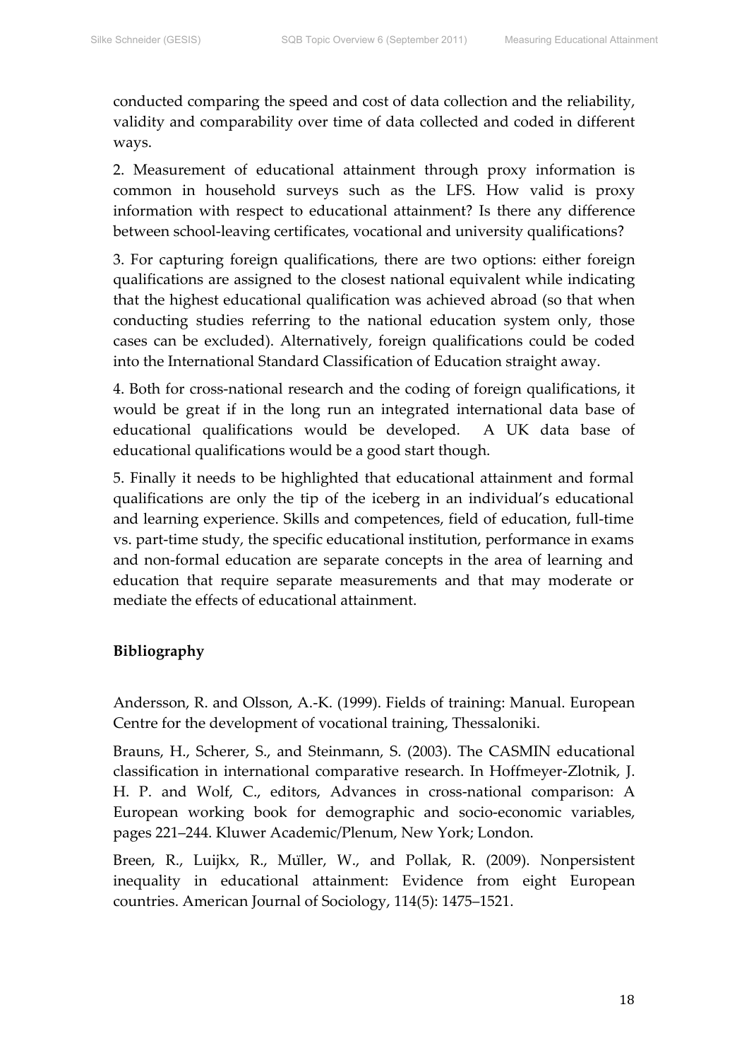conducted comparing the speed and cost of data collection and the reliability, validity and comparability over time of data collected and coded in different ways.

2. Measurement of educational attainment through proxy information is common in household surveys such as the LFS. How valid is proxy information with respect to educational attainment? Is there any difference between school-leaving certificates, vocational and university qualifications?

3. For capturing foreign qualifications, there are two options: either foreign qualifications are assigned to the closest national equivalent while indicating that the highest educational qualification was achieved abroad (so that when conducting studies referring to the national education system only, those cases can be excluded). Alternatively, foreign qualifications could be coded into the International Standard Classification of Education straight away.

4. Both for cross-national research and the coding of foreign qualifications, it would be great if in the long run an integrated international data base of educational qualifications would be developed. A UK data base of educational qualifications would be a good start though.

5. Finally it needs to be highlighted that educational attainment and formal qualifications are only the tip of the iceberg in an individual's educational and learning experience. Skills and competences, field of education, full-time vs. part-time study, the specific educational institution, performance in exams and non-formal education are separate concepts in the area of learning and education that require separate measurements and that may moderate or mediate the effects of educational attainment.

## Bibliography

Andersson, R. and Olsson, A.-K. (1999). Fields of training: Manual. European Centre for the development of vocational training, Thessaloniki.

Brauns, H., Scherer, S., and Steinmann, S. (2003). The CASMIN educational classification in international comparative research. In Hoffmeyer-Zlotnik, J. H. P. and Wolf, C., editors, Advances in cross-national comparison: A European working book for demographic and socio-economic variables, pages 221–244. Kluwer Academic/Plenum, New York; London.

Breen, R., Luijkx, R., Müller, W., and Pollak, R. (2009). Nonpersistent inequality in educational attainment: Evidence from eight European countries. American Journal of Sociology, 114(5): 1475–1521.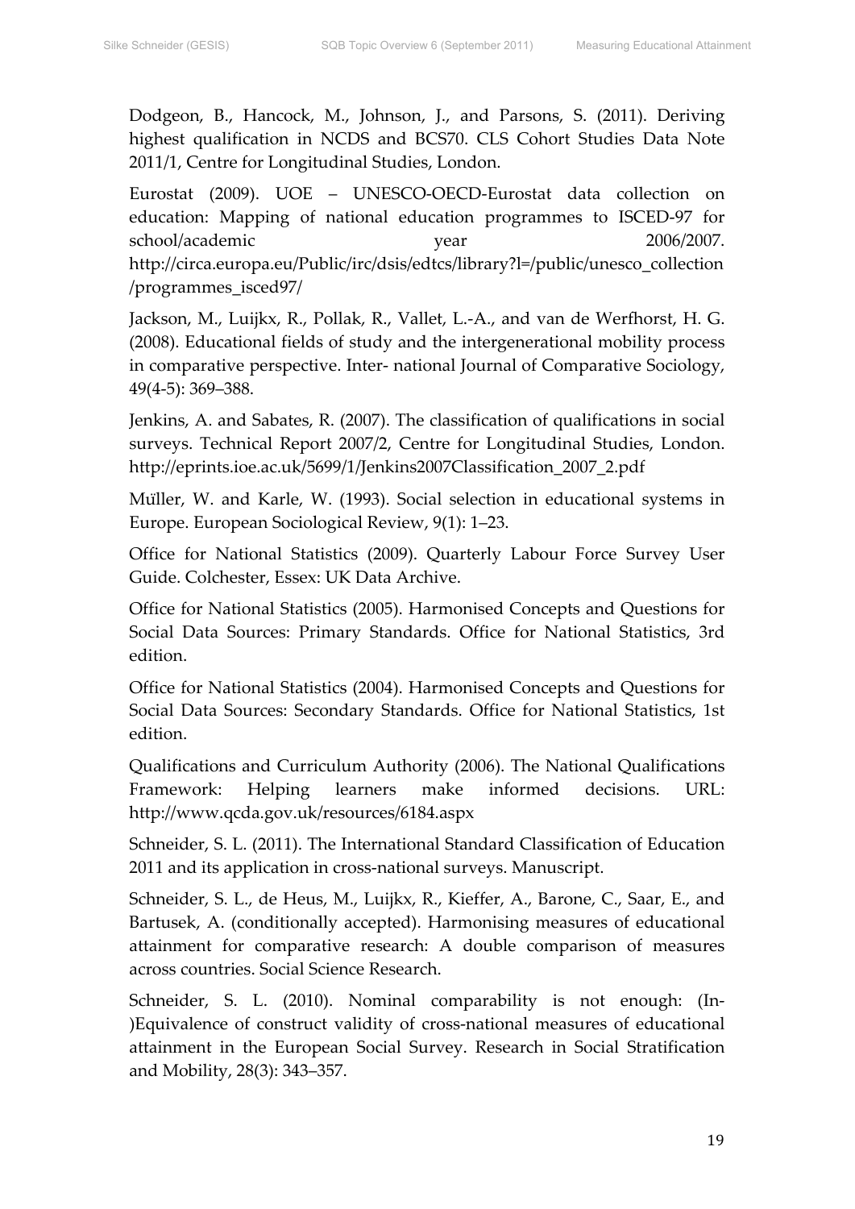Dodgeon, B., Hancock, M., Johnson, J., and Parsons, S. (2011). Deriving highest qualification in NCDS and BCS70. CLS Cohort Studies Data Note 2011/1, Centre for Longitudinal Studies, London.

Eurostat (2009). UOE – UNESCO-OECD-Eurostat data collection on education: Mapping of national education programmes to ISCED-97 for school/academic year 2006/2007. http://circa.europa.eu/Public/irc/dsis/edtcs/library?l=/public/unesco_collection/programmes_isced97/

Jackson, M., Luijkx, R., Pollak, R., Vallet, L.-A., and van de Werfhorst, H. G. (2008). Educational fields of study and the intergenerational mobility process in comparative perspective. Inter- national Journal of Comparative Sociology, 49(4-5): 369–388.

Jenkins, A. and Sabates, R. (2007). The classification of qualifications in social surveys. Technical Report 2007/2, Centre for Longitudinal Studies, London. http://eprints.ioe.ac.uk/5699/1/Jenkins2007Classification_2007_2.pdf

Müller, W. and Karle, W. (1993). Social selection in educational systems in Europe. European Sociological Review, 9(1): 1–23.

Office for National Statistics (2009). Quarterly Labour Force Survey User Guide. Colchester, Essex: UK Data Archive.

Office for National Statistics (2005). Harmonised Concepts and Questions for Social Data Sources: Primary Standards. Office for National Statistics, 3rd edition.

Office for National Statistics (2004). Harmonised Concepts and Questions for Social Data Sources: Secondary Standards. Office for National Statistics, 1st edition.

Qualifications and Curriculum Authority (2006). The National Qualifications Framework: Helping learners make informed decisions. URL: http://www.qcda.gov.uk/resources/6184.aspx

Schneider, S. L. (2011). The International Standard Classification of Education 2011 and its application in cross-national surveys. Manuscript.

Schneider, S. L., de Heus, M., Luijkx, R., Kieffer, A., Barone, C., Saar, E., and Bartusek, A. (conditionally accepted). Harmonising measures of educational attainment for comparative research: A double comparison of measures across countries. Social Science Research.

Schneider, S. L. (2010). Nominal comparability is not enough: (In-)Equivalence of construct validity of cross-national measures of educational attainment in the European Social Survey. Research in Social Stratification and Mobility, 28(3): 343–357.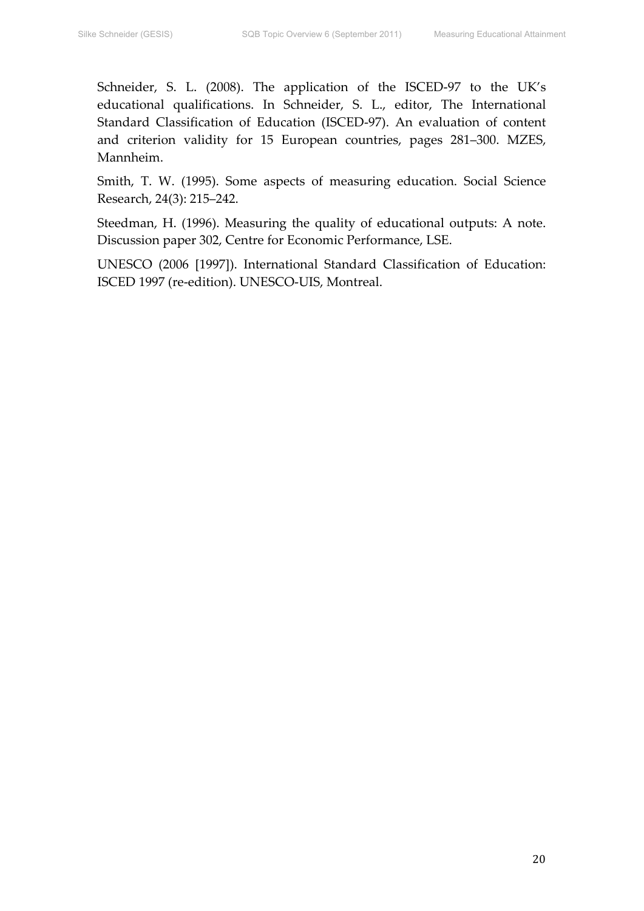Schneider, S. L. (2008). The application of the ISCED-97 to the UK's educational qualifications. In Schneider, S. L., editor, The International Standard Classification of Education (ISCED-97). An evaluation of content and criterion validity for 15 European countries, pages 281–300. MZES, Mannheim.

Smith, T. W. (1995). Some aspects of measuring education. Social Science Research, 24(3): 215–242.

Steedman, H. (1996). Measuring the quality of educational outputs: A note. Discussion paper 302, Centre for Economic Performance, LSE.

UNESCO (2006 [1997]). International Standard Classification of Education: ISCED 1997 (re-edition). UNESCO-UIS, Montreal.